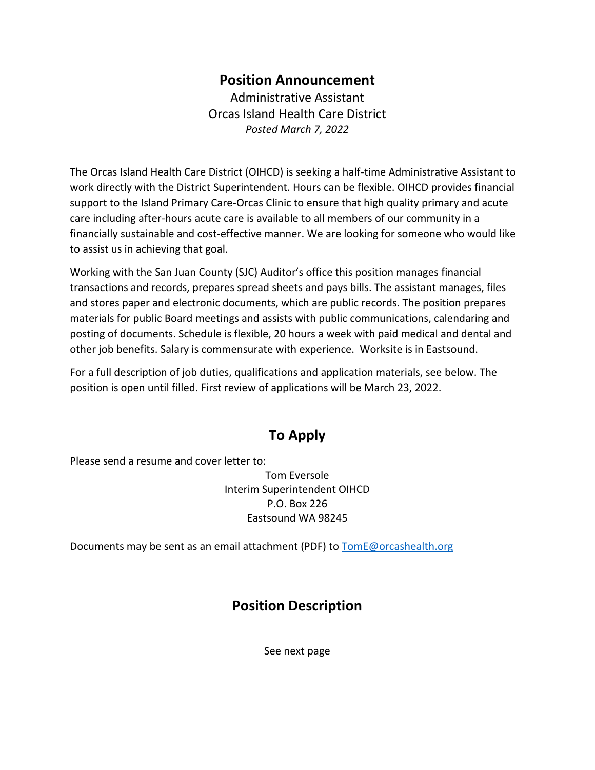# Position Announcement

Administrative Assistant
Orcas Island Health Care District
*Posted March 7, 2022*

The Orcas Island Health Care District (OIHCD) is seeking a half-time Administrative Assistant to work directly with the District Superintendent. Hours can be flexible. OIHCD provides financial support to the Island Primary Care-Orcas Clinic to ensure that high quality primary and acute care including after-hours acute care is available to all members of our community in a financially sustainable and cost-effective manner. We are looking for someone who would like to assist us in achieving that goal.

Working with the San Juan County (SJC) Auditor's office this position manages financial transactions and records, prepares spread sheets and pays bills. The assistant manages, files and stores paper and electronic documents, which are public records. The position prepares materials for public Board meetings and assists with public communications, calendaring and posting of documents. Schedule is flexible, 20 hours a week with paid medical and dental and other job benefits. Salary is commensurate with experience. Worksite is in Eastsound.

For a full description of job duties, qualifications and application materials, see below. The position is open until filled. First review of applications will be March 23, 2022.

## To Apply

Please send a resume and cover letter to:

Tom Eversole
Interim Superintendent OIHCD
P.O. Box 226
Eastsound WA 98245

Documents may be sent as an email attachment (PDF) to TomE@orcashealth.org

## Position Description

See next page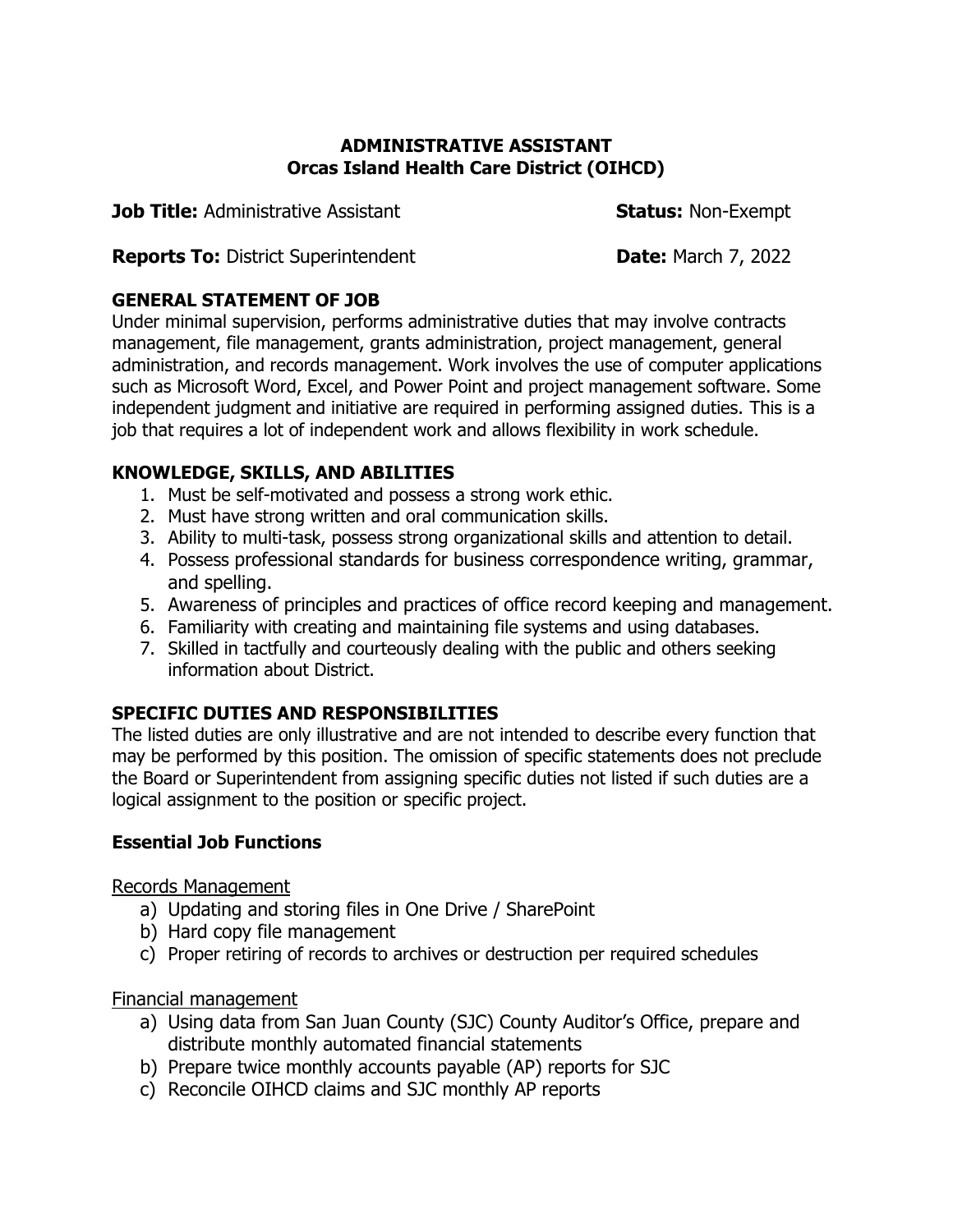**ADMINISTRATIVE ASSISTANT**
**Orcas Island Health Care District (OIHCD)**

**Job Title:** Administrative Assistant **Status:** Non-Exempt

**Reports To:** District Superintendent **Date:** March 7, 2022

## GENERAL STATEMENT OF JOB

Under minimal supervision, performs administrative duties that may involve contracts management, file management, grants administration, project management, general administration, and records management. Work involves the use of computer applications such as Microsoft Word, Excel, and Power Point and project management software. Some independent judgment and initiative are required in performing assigned duties. This is a job that requires a lot of independent work and allows flexibility in work schedule.

## KNOWLEDGE, SKILLS, AND ABILITIES

1. Must be self-motivated and possess a strong work ethic.
2. Must have strong written and oral communication skills.
3. Ability to multi-task, possess strong organizational skills and attention to detail.
4. Possess professional standards for business correspondence writing, grammar, and spelling.
5. Awareness of principles and practices of office record keeping and management.
6. Familiarity with creating and maintaining file systems and using databases.
7. Skilled in tactfully and courteously dealing with the public and others seeking information about District.

## SPECIFIC DUTIES AND RESPONSIBILITIES

The listed duties are only illustrative and are not intended to describe every function that may be performed by this position. The omission of specific statements does not preclude the Board or Superintendent from assigning specific duties not listed if such duties are a logical assignment to the position or specific project.

### Essential Job Functions

Records Management

a) Updating and storing files in One Drive / SharePoint
b) Hard copy file management
c) Proper retiring of records to archives or destruction per required schedules

Financial management

a) Using data from San Juan County (SJC) County Auditor's Office, prepare and distribute monthly automated financial statements
b) Prepare twice monthly accounts payable (AP) reports for SJC
c) Reconcile OIHCD claims and SJC monthly AP reports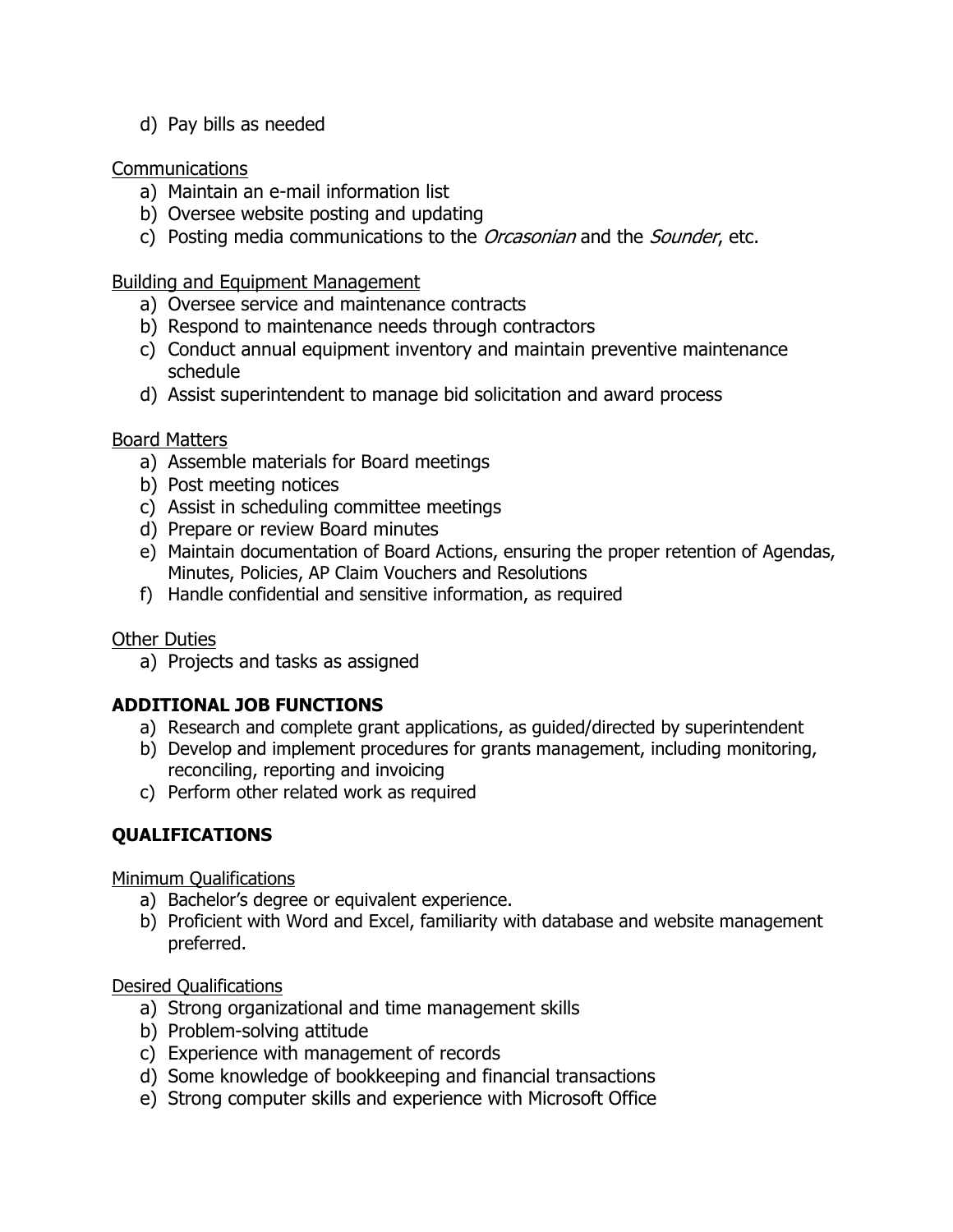d) Pay bills as needed

Communications

a) Maintain an e-mail information list
b) Oversee website posting and updating
c) Posting media communications to the *Orcasonian* and the *Sounder*, etc.

Building and Equipment Management

a) Oversee service and maintenance contracts
b) Respond to maintenance needs through contractors
c) Conduct annual equipment inventory and maintain preventive maintenance schedule
d) Assist superintendent to manage bid solicitation and award process

Board Matters

a) Assemble materials for Board meetings
b) Post meeting notices
c) Assist in scheduling committee meetings
d) Prepare or review Board minutes
e) Maintain documentation of Board Actions, ensuring the proper retention of Agendas, Minutes, Policies, AP Claim Vouchers and Resolutions
f) Handle confidential and sensitive information, as required

Other Duties

a) Projects and tasks as assigned

**ADDITIONAL JOB FUNCTIONS**

a) Research and complete grant applications, as guided/directed by superintendent
b) Develop and implement procedures for grants management, including monitoring, reconciling, reporting and invoicing
c) Perform other related work as required

**QUALIFICATIONS**

Minimum Qualifications

a) Bachelor's degree or equivalent experience.
b) Proficient with Word and Excel, familiarity with database and website management preferred.

Desired Qualifications

a) Strong organizational and time management skills
b) Problem-solving attitude
c) Experience with management of records
d) Some knowledge of bookkeeping and financial transactions
e) Strong computer skills and experience with Microsoft Office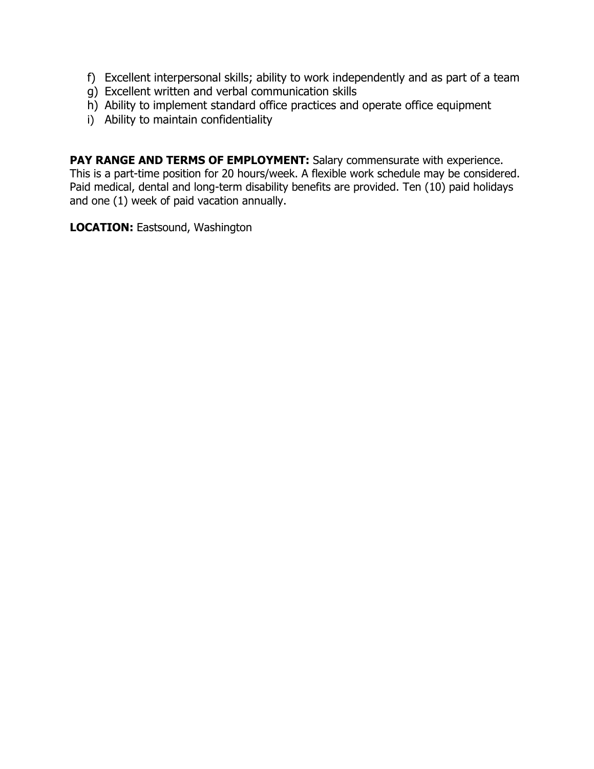f) Excellent interpersonal skills; ability to work independently and as part of a team
g) Excellent written and verbal communication skills
h) Ability to implement standard office practices and operate office equipment
i) Ability to maintain confidentiality

**PAY RANGE AND TERMS OF EMPLOYMENT:** Salary commensurate with experience. This is a part-time position for 20 hours/week. A flexible work schedule may be considered. Paid medical, dental and long-term disability benefits are provided. Ten (10) paid holidays and one (1) week of paid vacation annually.

**LOCATION:** Eastsound, Washington